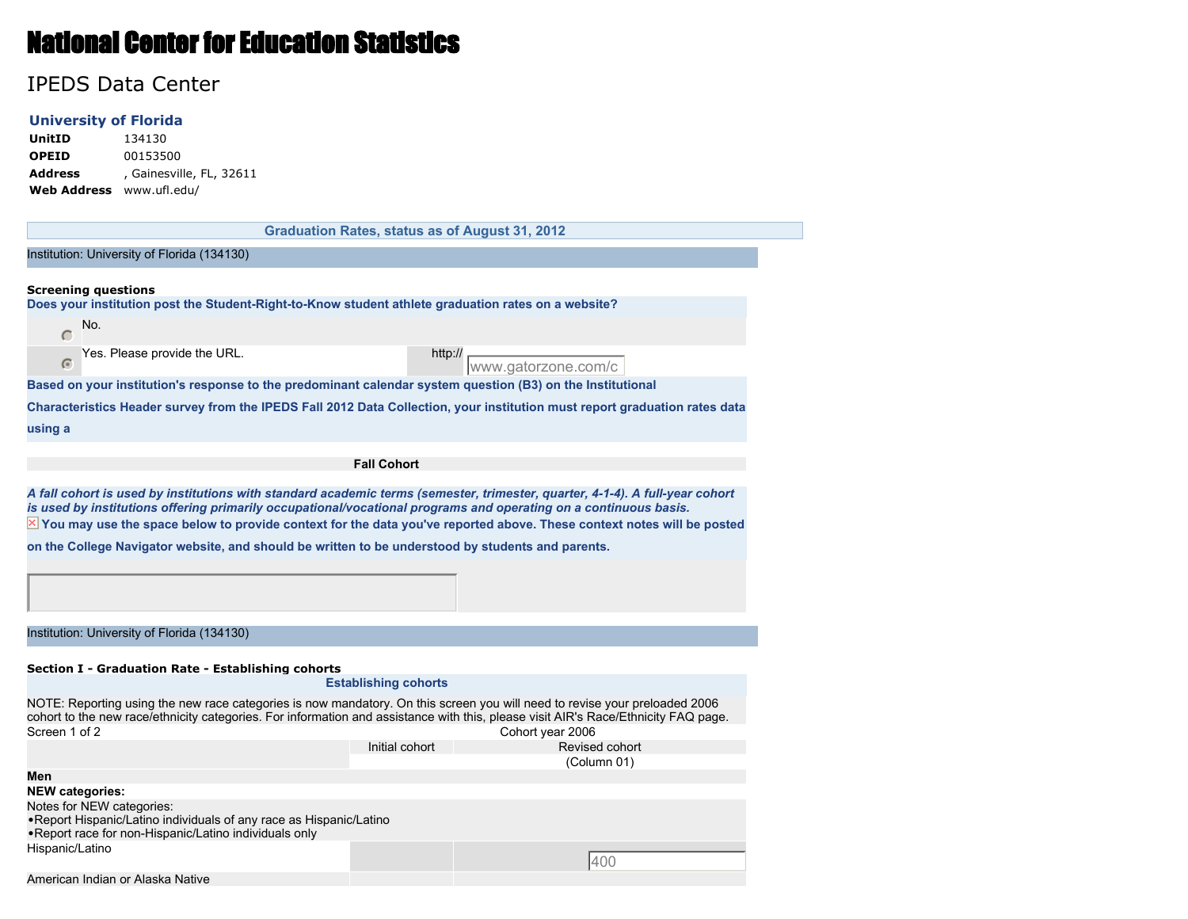# National Center for Education Statistics

## IPEDS Data Center

### University of Florida

**UnitID** 134130
**OPEID** 00153500
**Address** , Gainesville, FL, 32611
**Web Address** www.ufl.edu/

**Graduation Rates, status as of August 31, 2012**

Institution: University of Florida (134130)

**Screening questions**

**Does your institution post the Student-Right-to-Know student athlete graduation rates on a website?**

- ( ) No.
- (•) Yes. Please provide the URL. http:// www.gatorzone.com/c

**Based on your institution's response to the predominant calendar system question (B3) on the Institutional Characteristics Header survey from the IPEDS Fall 2012 Data Collection, your institution must report graduation rates data using a**

**Fall Cohort**

***A fall cohort is used by institutions with standard academic terms (semester, trimester, quarter, 4-1-4). A full-year cohort is used by institutions offering primarily occupational/vocational programs and operating on a continuous basis.***

**You may use the space below to provide context for the data you've reported above. These context notes will be posted on the College Navigator website, and should be written to be understood by students and parents.**

Institution: University of Florida (134130)

**Section I - Graduation Rate - Establishing cohorts**

**Establishing cohorts**

NOTE: Reporting using the new race categories is now mandatory. On this screen you will need to revise your preloaded 2006 cohort to the new race/ethnicity categories. For information and assistance with this, please visit AIR's Race/Ethnicity FAQ page.

Screen 1 of 2 — Cohort year 2006

| | Initial cohort | Revised cohort (Column 01) |
|---|---|---|
| **Men** | | |
| **NEW categories:** | | |
| Notes for NEW categories:<br>•Report Hispanic/Latino individuals of any race as Hispanic/Latino<br>•Report race for non-Hispanic/Latino individuals only | | |
| Hispanic/Latino | | 400 |
| American Indian or Alaska Native | | |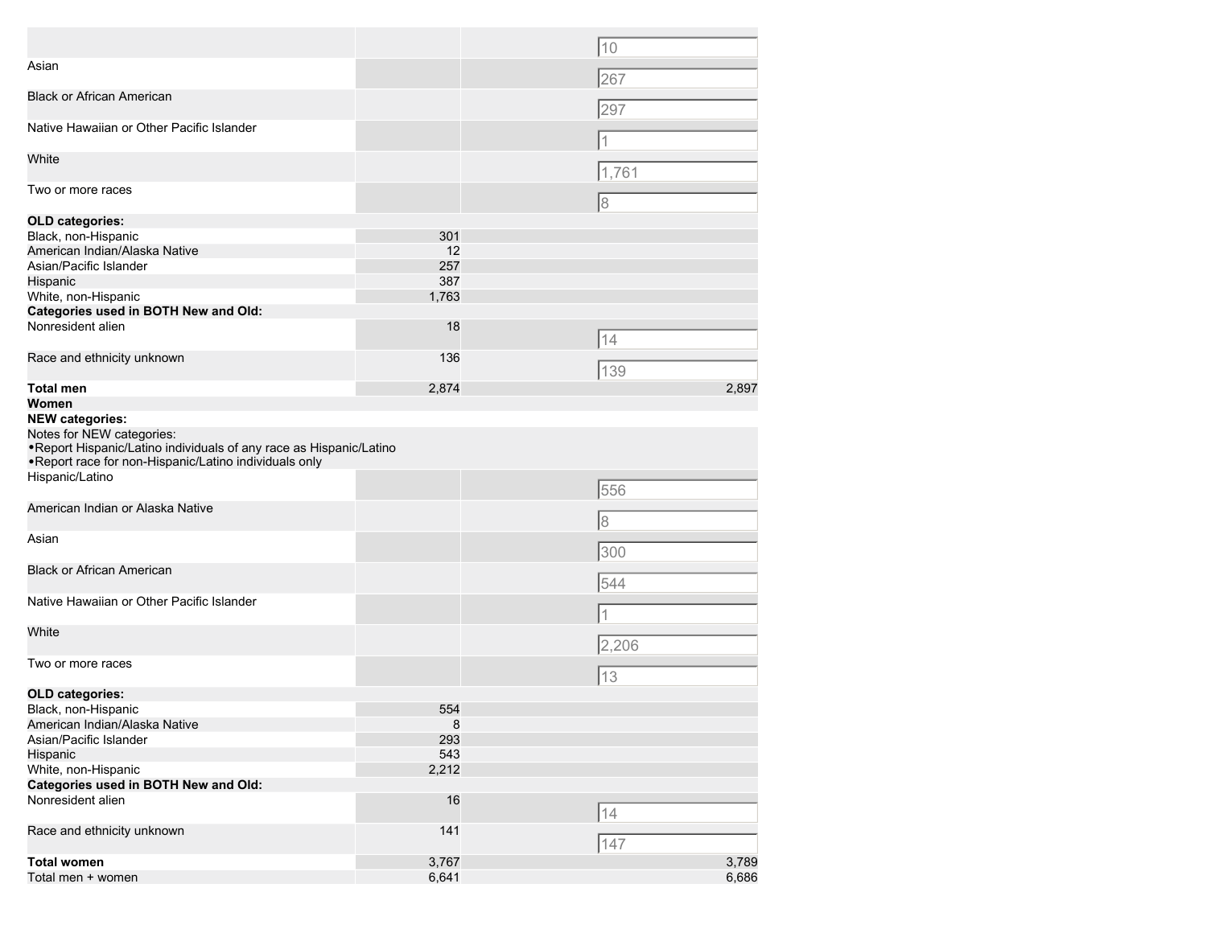| | | |
|---|---|---|
| | | 10 |
| Asian | | 267 |
| Black or African American | | 297 |
| Native Hawaiian or Other Pacific Islander | | 1 |
| White | | 1,761 |
| Two or more races | | 8 |
| **OLD categories:** | | |
| Black, non-Hispanic | 301 | |
| American Indian/Alaska Native | 12 | |
| Asian/Pacific Islander | 257 | |
| Hispanic | 387 | |
| White, non-Hispanic | 1,763 | |
| **Categories used in BOTH New and Old:** | | |
| Nonresident alien | 18 | 14 |
| Race and ethnicity unknown | 136 | 139 |
| **Total men** | 2,874 | 2,897 |
| **Women** | | |
| **NEW categories:** | | |
| Notes for NEW categories: •Report Hispanic/Latino individuals of any race as Hispanic/Latino •Report race for non-Hispanic/Latino individuals only | | |
| Hispanic/Latino | | 556 |
| American Indian or Alaska Native | | 8 |
| Asian | | 300 |
| Black or African American | | 544 |
| Native Hawaiian or Other Pacific Islander | | 1 |
| White | | 2,206 |
| Two or more races | | 13 |
| **OLD categories:** | | |
| Black, non-Hispanic | 554 | |
| American Indian/Alaska Native | 8 | |
| Asian/Pacific Islander | 293 | |
| Hispanic | 543 | |
| White, non-Hispanic | 2,212 | |
| **Categories used in BOTH New and Old:** | | |
| Nonresident alien | 16 | 14 |
| Race and ethnicity unknown | 141 | 147 |
| **Total women** | 3,767 | 3,789 |
| Total men + women | 6,641 | 6,686 |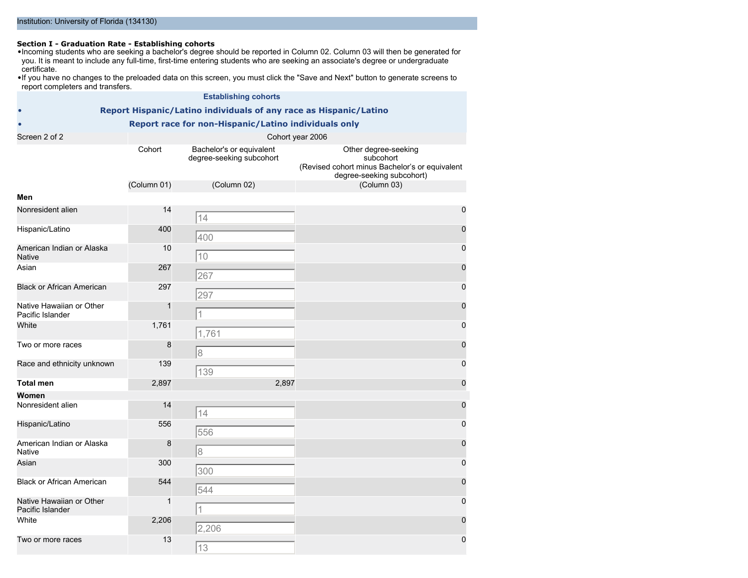Institution: University of Florida (134130)

**Section I - Graduation Rate - Establishing cohorts**

- Incoming students who are seeking a bachelor's degree should be reported in Column 02. Column 03 will then be generated for you. It is meant to include any full-time, first-time entering students who are seeking an associate's degree or undergraduate certificate.
- If you have no changes to the preloaded data on this screen, you must click the "Save and Next" button to generate screens to report completers and transfers.

**Establishing cohorts**

- **Report Hispanic/Latino individuals of any race as Hispanic/Latino**
- **Report race for non-Hispanic/Latino individuals only**

| Screen 2 of 2 | Cohort year 2006 | | |
|---|---|---|---|
| | Cohort | Bachelor's or equivalent degree-seeking subcohort | Other degree-seeking subcohort (Revised cohort minus Bachelor's or equivalent degree-seeking subcohort) |
| | (Column 01) | (Column 02) | (Column 03) |
| **Men** | | | |
| Nonresident alien | 14 | 14 | 0 |
| Hispanic/Latino | 400 | 400 | 0 |
| American Indian or Alaska Native | 10 | 10 | 0 |
| Asian | 267 | 267 | 0 |
| Black or African American | 297 | 297 | 0 |
| Native Hawaiian or Other Pacific Islander | 1 | 1 | 0 |
| White | 1,761 | 1,761 | 0 |
| Two or more races | 8 | 8 | 0 |
| Race and ethnicity unknown | 139 | 139 | 0 |
| **Total men** | 2,897 | 2,897 | 0 |
| **Women** | | | |
| Nonresident alien | 14 | 14 | 0 |
| Hispanic/Latino | 556 | 556 | 0 |
| American Indian or Alaska Native | 8 | 8 | 0 |
| Asian | 300 | 300 | 0 |
| Black or African American | 544 | 544 | 0 |
| Native Hawaiian or Other Pacific Islander | 1 | 1 | 0 |
| White | 2,206 | 2,206 | 0 |
| Two or more races | 13 | 13 | 0 |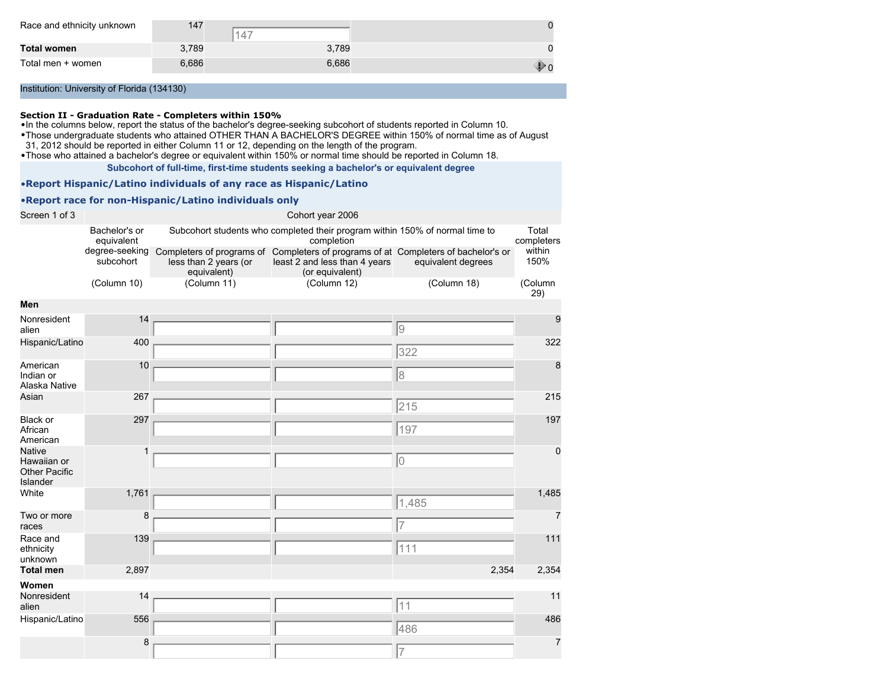| Race and ethnicity unknown | 147 | 147 | 0 |
|---|---|---|---|
| **Total women** | 3,789 | 3,789 | 0 |
| Total men + women | 6,686 | 6,686 | 0 |

Institution: University of Florida (134130)

**Section II - Graduation Rate - Completers within 150%**

- In the columns below, report the status of the bachelor's degree-seeking subcohort of students reported in Column 10.
- Those undergraduate students who attained OTHER THAN A BACHELOR'S DEGREE within 150% of normal time as of August 31, 2012 should be reported in either Column 11 or 12, depending on the length of the program.
- Those who attained a bachelor's degree or equivalent within 150% or normal time should be reported in Column 18.

**Subcohort of full-time, first-time students seeking a bachelor's or equivalent degree**

**•Report Hispanic/Latino individuals of any race as Hispanic/Latino**

**•Report race for non-Hispanic/Latino individuals only**

| Screen 1 of 3 | Cohort year 2006 | | | | |
|---|---|---|---|---|---|
| | Bachelor's or equivalent degree-seeking subcohort | Subcohort students who completed their program within 150% of normal time to completion | | | Total completers within 150% |
| | | Completers of programs of less than 2 years (or equivalent) | Completers of programs of at least 2 and less than 4 years (or equivalent) | Completers of bachelor's or equivalent degrees | |
| | (Column 10) | (Column 11) | (Column 12) | (Column 18) | (Column 29) |
| **Men** | | | | | |
| Nonresident alien | 14 | | | 9 | 9 |
| Hispanic/Latino | 400 | | | 322 | 322 |
| American Indian or Alaska Native | 10 | | | 8 | 8 |
| Asian | 267 | | | 215 | 215 |
| Black or African American | 297 | | | 197 | 197 |
| Native Hawaiian or Other Pacific Islander | 1 | | | 0 | 0 |
| White | 1,761 | | | 1,485 | 1,485 |
| Two or more races | 8 | | | 7 | 7 |
| Race and ethnicity unknown | 139 | | | 111 | 111 |
| **Total men** | 2,897 | | | 2,354 | 2,354 |
| **Women** | | | | | |
| Nonresident alien | 14 | | | 11 | 11 |
| Hispanic/Latino | 556 | | | 486 | 486 |
| | 8 | | | 7 | 7 |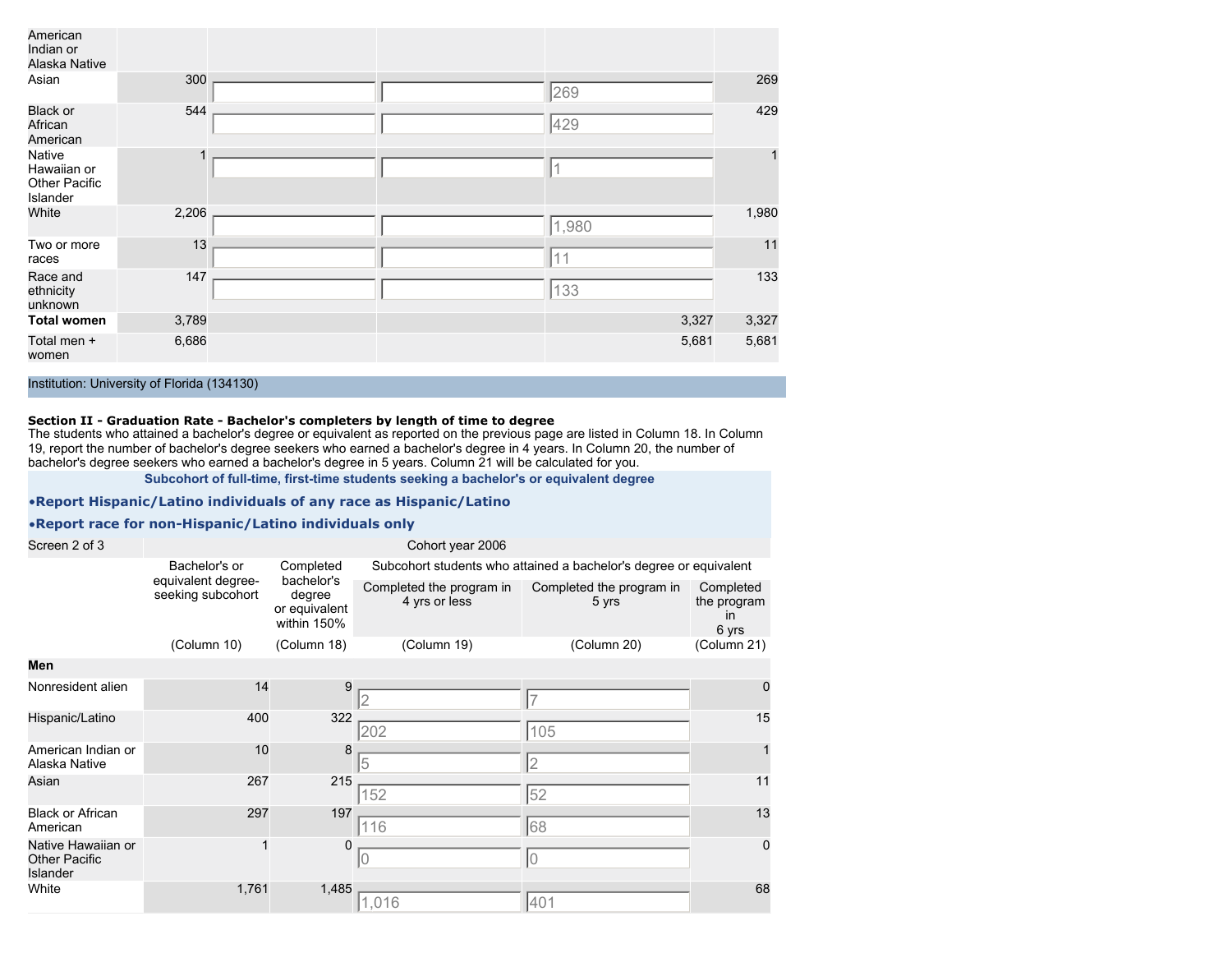| | | | | | |
|---|---|---|---|---|---|
| American Indian or Alaska Native | | | | | |
| Asian | 300 | | | 269 | 269 |
| Black or African American | 544 | | | 429 | 429 |
| Native Hawaiian or Other Pacific Islander | 1 | | | 1 | 1 |
| White | 2,206 | | | 1,980 | 1,980 |
| Two or more races | 13 | | | 11 | 11 |
| Race and ethnicity unknown | 147 | | | 133 | 133 |
| **Total women** | 3,789 | | | 3,327 | 3,327 |
| Total men + women | 6,686 | | | 5,681 | 5,681 |

Institution: University of Florida (134130)

**Section II - Graduation Rate - Bachelor's completers by length of time to degree**
The students who attained a bachelor's degree or equivalent as reported on the previous page are listed in Column 18. In Column 19, report the number of bachelor's degree seekers who earned a bachelor's degree in 4 years. In Column 20, the number of bachelor's degree seekers who earned a bachelor's degree in 5 years. Column 21 will be calculated for you.

**Subcohort of full-time, first-time students seeking a bachelor's or equivalent degree**

**•Report Hispanic/Latino individuals of any race as Hispanic/Latino**

**•Report race for non-Hispanic/Latino individuals only**

| Screen 2 of 3 | Cohort year 2006 | | | | |
|---|---|---|---|---|---|
| | Bachelor's or equivalent degree-seeking subcohort | Completed bachelor's degree or equivalent within 150% | Subcohort students who attained a bachelor's degree or equivalent | | |
| | | | Completed the program in 4 yrs or less | Completed the program in 5 yrs | Completed the program in 6 yrs |
| | (Column 10) | (Column 18) | (Column 19) | (Column 20) | (Column 21) |
| **Men** | | | | | |
| Nonresident alien | 14 | 9 | 2 | 7 | 0 |
| Hispanic/Latino | 400 | 322 | 202 | 105 | 15 |
| American Indian or Alaska Native | 10 | 8 | 5 | 2 | 1 |
| Asian | 267 | 215 | 152 | 52 | 11 |
| Black or African American | 297 | 197 | 116 | 68 | 13 |
| Native Hawaiian or Other Pacific Islander | 1 | 0 | 0 | 0 | 0 |
| White | 1,761 | 1,485 | 1,016 | 401 | 68 |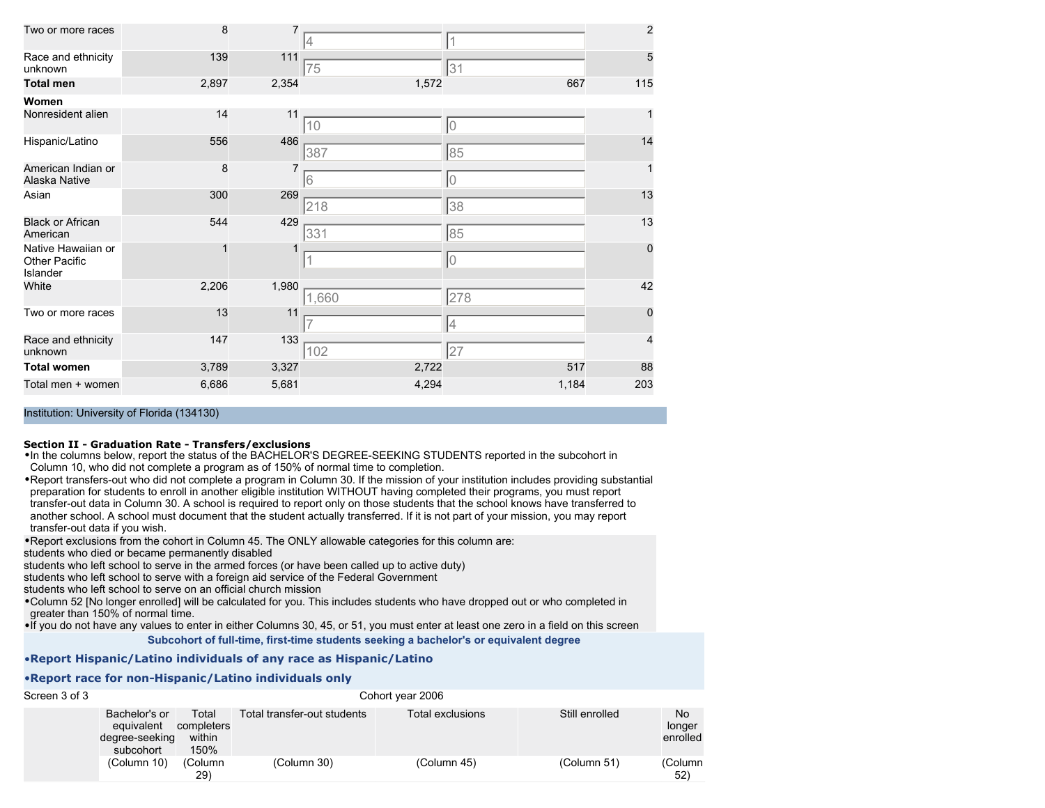| | | | | | |
|---|---|---|---|---|---|
| Two or more races | 8 | 7 | 4 | 1 | 2 |
| Race and ethnicity unknown | 139 | 111 | 75 | 31 | 5 |
| **Total men** | 2,897 | 2,354 | 1,572 | 667 | 115 |
| **Women** | | | | | |
| Nonresident alien | 14 | 11 | 10 | 0 | 1 |
| Hispanic/Latino | 556 | 486 | 387 | 85 | 14 |
| American Indian or Alaska Native | 8 | 7 | 6 | 0 | 1 |
| Asian | 300 | 269 | 218 | 38 | 13 |
| Black or African American | 544 | 429 | 331 | 85 | 13 |
| Native Hawaiian or Other Pacific Islander | 1 | 1 | 1 | 0 | 0 |
| White | 2,206 | 1,980 | 1,660 | 278 | 42 |
| Two or more races | 13 | 11 | 7 | 4 | 0 |
| Race and ethnicity unknown | 147 | 133 | 102 | 27 | 4 |
| **Total women** | 3,789 | 3,327 | 2,722 | 517 | 88 |
| Total men + women | 6,686 | 5,681 | 4,294 | 1,184 | 203 |

Institution: University of Florida (134130)

**Section II - Graduation Rate - Transfers/exclusions**

- In the columns below, report the status of the BACHELOR'S DEGREE-SEEKING STUDENTS reported in the subcohort in Column 10, who did not complete a program as of 150% of normal time to completion.
- Report transfers-out who did not complete a program in Column 30. If the mission of your institution includes providing substantial preparation for students to enroll in another eligible institution WITHOUT having completed their programs, you must report transfer-out data in Column 30. A school is required to report only on those students that the school knows have transferred to another school. A school must document that the student actually transferred. If it is not part of your mission, you may report transfer-out data if you wish.
- Report exclusions from the cohort in Column 45. The ONLY allowable categories for this column are:
  students who died or became permanently disabled
  students who left school to serve in the armed forces (or have been called up to active duty)
  students who left school to serve with a foreign aid service of the Federal Government
  students who left school to serve on an official church mission
- Column 52 [No longer enrolled] will be calculated for you. This includes students who have dropped out or who completed in greater than 150% of normal time.
- If you do not have any values to enter in either Columns 30, 45, or 51, you must enter at least one zero in a field on this screen

**Subcohort of full-time, first-time students seeking a bachelor's or equivalent degree**

**•Report Hispanic/Latino individuals of any race as Hispanic/Latino**

**•Report race for non-Hispanic/Latino individuals only**

Screen 3 of 3 | Cohort year 2006

| | Bachelor's or equivalent degree-seeking subcohort | Total completers within 150% | Total transfer-out students | Total exclusions | Still enrolled | No longer enrolled |
|---|---|---|---|---|---|---|
| | (Column 10) | (Column 29) | (Column 30) | (Column 45) | (Column 51) | (Column 52) |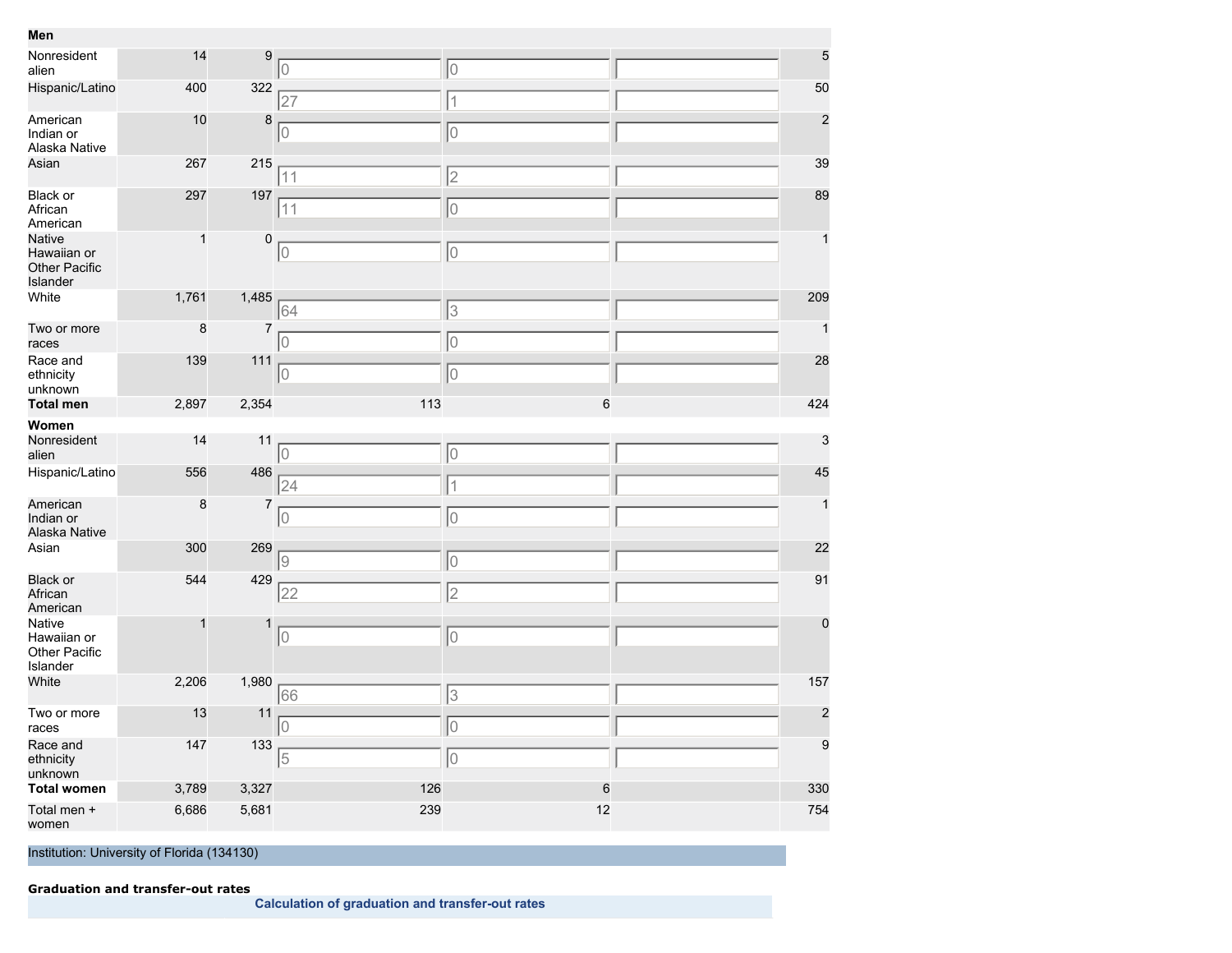| | | | | | | |
|---|---|---|---|---|---|---|
| **Men** | | | | | | |
| Nonresident alien | 14 | 9 | 0 | 0 | | 5 |
| Hispanic/Latino | 400 | 322 | 27 | 1 | | 50 |
| American Indian or Alaska Native | 10 | 8 | 0 | 0 | | 2 |
| Asian | 267 | 215 | 11 | 2 | | 39 |
| Black or African American | 297 | 197 | 11 | 0 | | 89 |
| Native Hawaiian or Other Pacific Islander | 1 | 0 | 0 | 0 | | 1 |
| White | 1,761 | 1,485 | 64 | 3 | | 209 |
| Two or more races | 8 | 7 | 0 | 0 | | 1 |
| Race and ethnicity unknown | 139 | 111 | 0 | 0 | | 28 |
| **Total men** | 2,897 | 2,354 | 113 | 6 | | 424 |
| **Women** | | | | | | |
| Nonresident alien | 14 | 11 | 0 | 0 | | 3 |
| Hispanic/Latino | 556 | 486 | 24 | 1 | | 45 |
| American Indian or Alaska Native | 8 | 7 | 0 | 0 | | 1 |
| Asian | 300 | 269 | 9 | 0 | | 22 |
| Black or African American | 544 | 429 | 22 | 2 | | 91 |
| Native Hawaiian or Other Pacific Islander | 1 | 1 | 0 | 0 | | 0 |
| White | 2,206 | 1,980 | 66 | 3 | | 157 |
| Two or more races | 13 | 11 | 0 | 0 | | 2 |
| Race and ethnicity unknown | 147 | 133 | 5 | 0 | | 9 |
| **Total women** | 3,789 | 3,327 | 126 | 6 | | 330 |
| Total men + women | 6,686 | 5,681 | 239 | 12 | | 754 |

Institution: University of Florida (134130)

**Graduation and transfer-out rates**

**Calculation of graduation and transfer-out rates**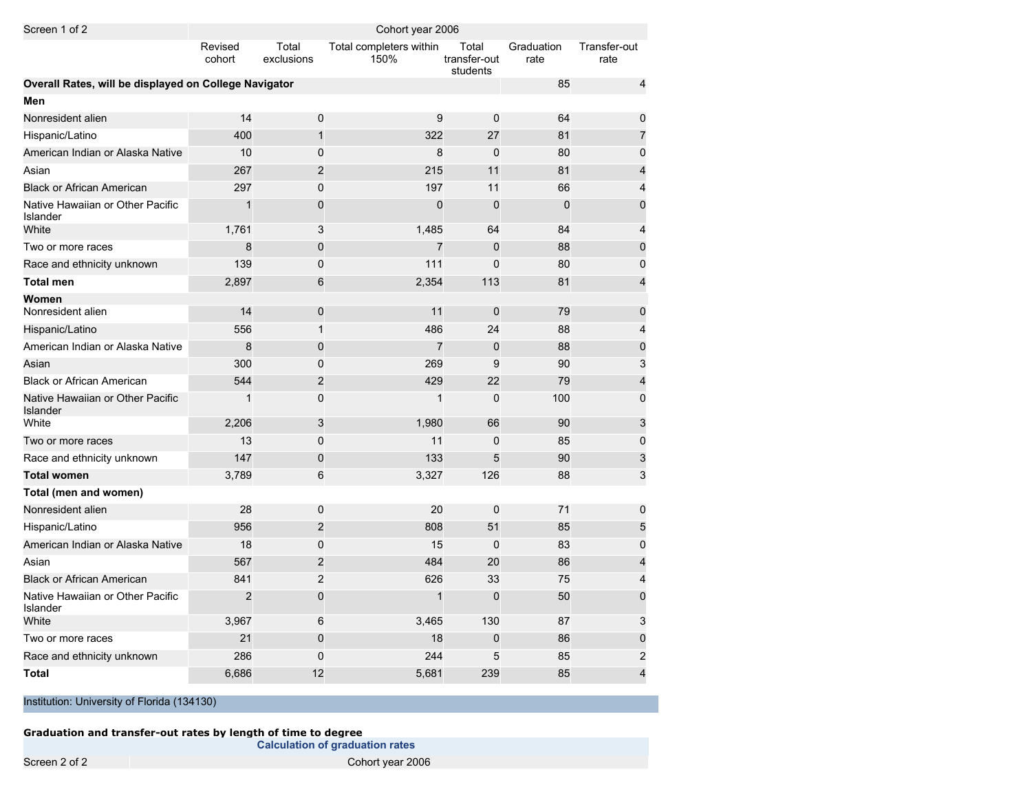| Screen 1 of 2 | Cohort year 2006 | | | | | |
|---|---|---|---|---|---|---|
| | Revised cohort | Total exclusions | Total completers within 150% | Total transfer-out students | Graduation rate | Transfer-out rate |
| **Overall Rates, will be displayed on College Navigator** | | | | | 85 | 4 |
| **Men** | | | | | | |
| Nonresident alien | 14 | 0 | 9 | 0 | 64 | 0 |
| Hispanic/Latino | 400 | 1 | 322 | 27 | 81 | 7 |
| American Indian or Alaska Native | 10 | 0 | 8 | 0 | 80 | 0 |
| Asian | 267 | 2 | 215 | 11 | 81 | 4 |
| Black or African American | 297 | 0 | 197 | 11 | 66 | 4 |
| Native Hawaiian or Other Pacific Islander | 1 | 0 | 0 | 0 | 0 | 0 |
| White | 1,761 | 3 | 1,485 | 64 | 84 | 4 |
| Two or more races | 8 | 0 | 7 | 0 | 88 | 0 |
| Race and ethnicity unknown | 139 | 0 | 111 | 0 | 80 | 0 |
| **Total men** | 2,897 | 6 | 2,354 | 113 | 81 | 4 |
| **Women** | | | | | | |
| Nonresident alien | 14 | 0 | 11 | 0 | 79 | 0 |
| Hispanic/Latino | 556 | 1 | 486 | 24 | 88 | 4 |
| American Indian or Alaska Native | 8 | 0 | 7 | 0 | 88 | 0 |
| Asian | 300 | 0 | 269 | 9 | 90 | 3 |
| Black or African American | 544 | 2 | 429 | 22 | 79 | 4 |
| Native Hawaiian or Other Pacific Islander | 1 | 0 | 1 | 0 | 100 | 0 |
| White | 2,206 | 3 | 1,980 | 66 | 90 | 3 |
| Two or more races | 13 | 0 | 11 | 0 | 85 | 0 |
| Race and ethnicity unknown | 147 | 0 | 133 | 5 | 90 | 3 |
| **Total women** | 3,789 | 6 | 3,327 | 126 | 88 | 3 |
| **Total (men and women)** | | | | | | |
| Nonresident alien | 28 | 0 | 20 | 0 | 71 | 0 |
| Hispanic/Latino | 956 | 2 | 808 | 51 | 85 | 5 |
| American Indian or Alaska Native | 18 | 0 | 15 | 0 | 83 | 0 |
| Asian | 567 | 2 | 484 | 20 | 86 | 4 |
| Black or African American | 841 | 2 | 626 | 33 | 75 | 4 |
| Native Hawaiian or Other Pacific Islander | 2 | 0 | 1 | 0 | 50 | 0 |
| White | 3,967 | 6 | 3,465 | 130 | 87 | 3 |
| Two or more races | 21 | 0 | 18 | 0 | 86 | 0 |
| Race and ethnicity unknown | 286 | 0 | 244 | 5 | 85 | 2 |
| **Total** | 6,686 | 12 | 5,681 | 239 | 85 | 4 |

Institution: University of Florida (134130)

**Graduation and transfer-out rates by length of time to degree**

**Calculation of graduation rates**

| Screen 2 of 2 | Cohort year 2006 |
|---|---|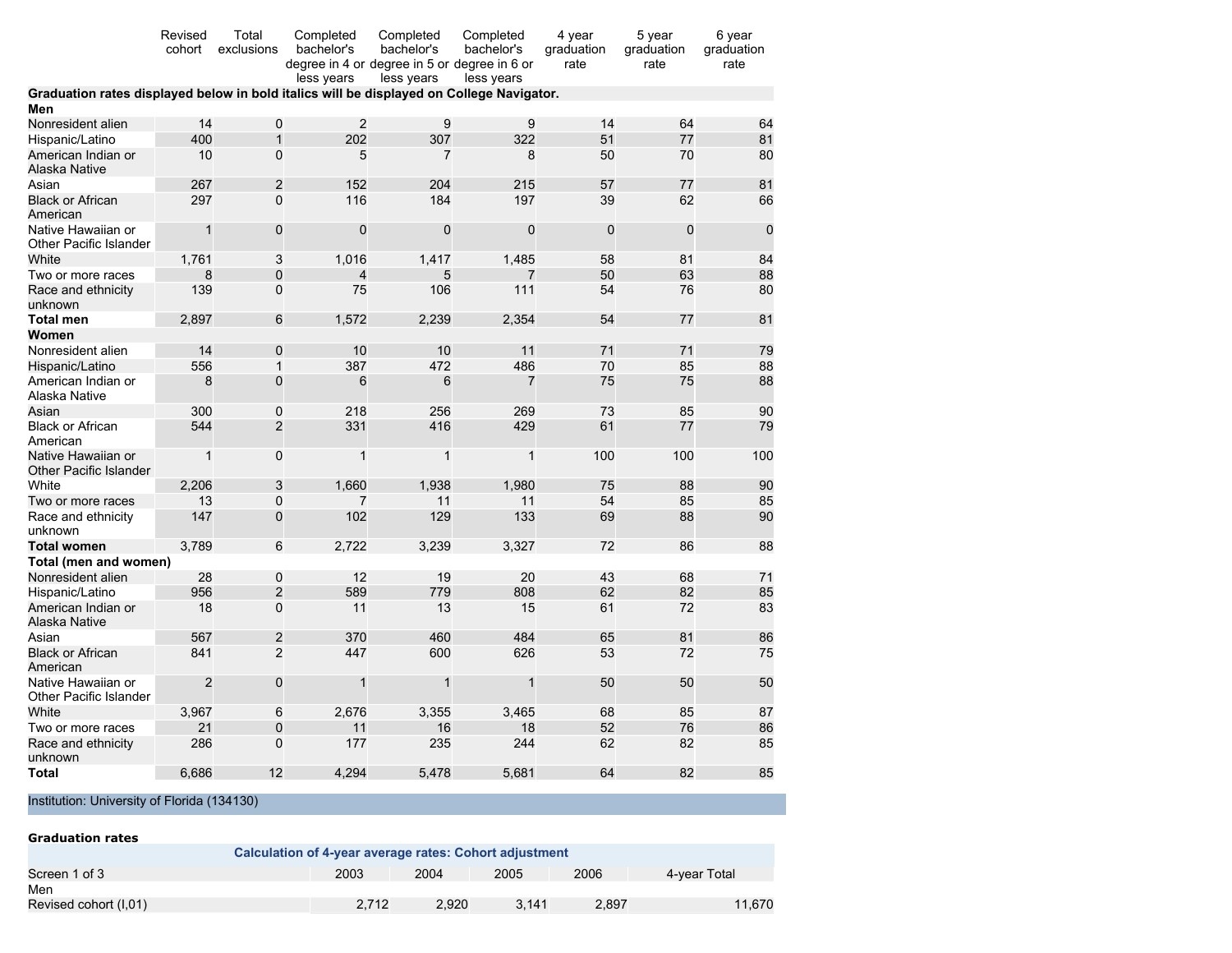| | Revised cohort | Total exclusions | Completed bachelor's degree in 4 or less years | Completed bachelor's degree in 5 or less years | Completed bachelor's degree in 6 or less years | 4 year graduation rate | 5 year graduation rate | 6 year graduation rate |
|---|---|---|---|---|---|---|---|---|
| **Graduation rates displayed below in bold italics will be displayed on College Navigator.** | | | | | | | | |
| **Men** | | | | | | | | |
| Nonresident alien | 14 | 0 | 2 | 9 | 9 | 14 | 64 | 64 |
| Hispanic/Latino | 400 | 1 | 202 | 307 | 322 | 51 | 77 | 81 |
| American Indian or Alaska Native | 10 | 0 | 5 | 7 | 8 | 50 | 70 | 80 |
| Asian | 267 | 2 | 152 | 204 | 215 | 57 | 77 | 81 |
| Black or African American | 297 | 0 | 116 | 184 | 197 | 39 | 62 | 66 |
| Native Hawaiian or Other Pacific Islander | 1 | 0 | 0 | 0 | 0 | 0 | 0 | 0 |
| White | 1,761 | 3 | 1,016 | 1,417 | 1,485 | 58 | 81 | 84 |
| Two or more races | 8 | 0 | 4 | 5 | 7 | 50 | 63 | 88 |
| Race and ethnicity unknown | 139 | 0 | 75 | 106 | 111 | 54 | 76 | 80 |
| **Total men** | 2,897 | 6 | 1,572 | 2,239 | 2,354 | 54 | 77 | 81 |
| **Women** | | | | | | | | |
| Nonresident alien | 14 | 0 | 10 | 10 | 11 | 71 | 71 | 79 |
| Hispanic/Latino | 556 | 1 | 387 | 472 | 486 | 70 | 85 | 88 |
| American Indian or Alaska Native | 8 | 0 | 6 | 6 | 7 | 75 | 75 | 88 |
| Asian | 300 | 0 | 218 | 256 | 269 | 73 | 85 | 90 |
| Black or African American | 544 | 2 | 331 | 416 | 429 | 61 | 77 | 79 |
| Native Hawaiian or Other Pacific Islander | 1 | 0 | 1 | 1 | 1 | 100 | 100 | 100 |
| White | 2,206 | 3 | 1,660 | 1,938 | 1,980 | 75 | 88 | 90 |
| Two or more races | 13 | 0 | 7 | 11 | 11 | 54 | 85 | 85 |
| Race and ethnicity unknown | 147 | 0 | 102 | 129 | 133 | 69 | 88 | 90 |
| **Total women** | 3,789 | 6 | 2,722 | 3,239 | 3,327 | 72 | 86 | 88 |
| **Total (men and women)** | | | | | | | | |
| Nonresident alien | 28 | 0 | 12 | 19 | 20 | 43 | 68 | 71 |
| Hispanic/Latino | 956 | 2 | 589 | 779 | 808 | 62 | 82 | 85 |
| American Indian or Alaska Native | 18 | 0 | 11 | 13 | 15 | 61 | 72 | 83 |
| Asian | 567 | 2 | 370 | 460 | 484 | 65 | 81 | 86 |
| Black or African American | 841 | 2 | 447 | 600 | 626 | 53 | 72 | 75 |
| Native Hawaiian or Other Pacific Islander | 2 | 0 | 1 | 1 | 1 | 50 | 50 | 50 |
| White | 3,967 | 6 | 2,676 | 3,355 | 3,465 | 68 | 85 | 87 |
| Two or more races | 21 | 0 | 11 | 16 | 18 | 52 | 76 | 86 |
| Race and ethnicity unknown | 286 | 0 | 177 | 235 | 244 | 62 | 82 | 85 |
| **Total** | 6,686 | 12 | 4,294 | 5,478 | 5,681 | 64 | 82 | 85 |

Institution: University of Florida (134130)

**Graduation rates**

**Calculation of 4-year average rates: Cohort adjustment**

| Screen 1 of 3 | 2003 | 2004 | 2005 | 2006 | 4-year Total |
|---|---|---|---|---|---|
| Men | | | | | |
| Revised cohort (I,01) | 2,712 | 2,920 | 3,141 | 2,897 | 11,670 |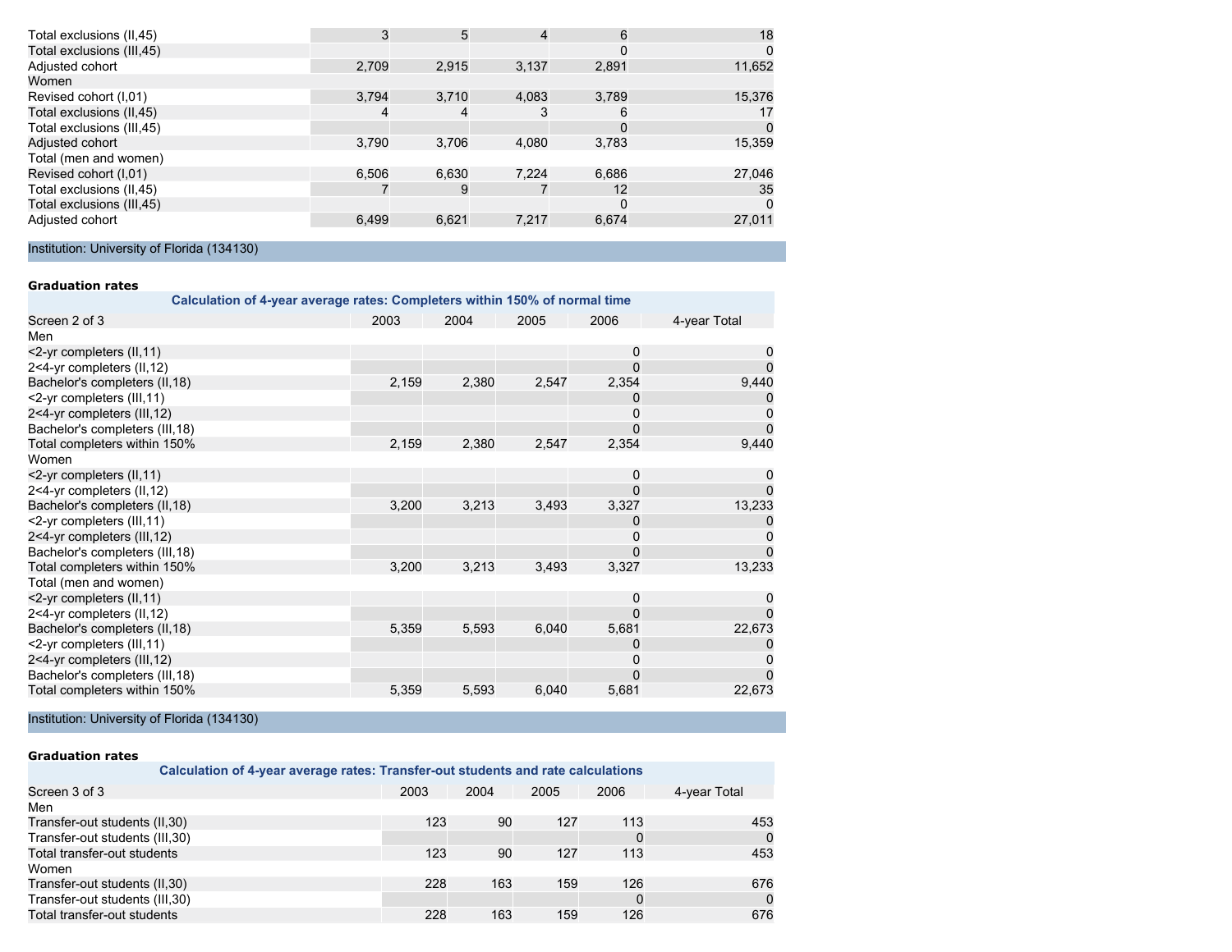| | | | | | |
|---|---|---|---|---|---|
| Total exclusions (II,45) | 3 | 5 | 4 | 6 | 18 |
| Total exclusions (III,45) | | | | 0 | 0 |
| Adjusted cohort | 2,709 | 2,915 | 3,137 | 2,891 | 11,652 |
| Women | | | | | |
| Revised cohort (I,01) | 3,794 | 3,710 | 4,083 | 3,789 | 15,376 |
| Total exclusions (II,45) | 4 | 4 | 3 | 6 | 17 |
| Total exclusions (III,45) | | | | 0 | 0 |
| Adjusted cohort | 3,790 | 3,706 | 4,080 | 3,783 | 15,359 |
| Total (men and women) | | | | | |
| Revised cohort (I,01) | 6,506 | 6,630 | 7,224 | 6,686 | 27,046 |
| Total exclusions (II,45) | 7 | 9 | 7 | 12 | 35 |
| Total exclusions (III,45) | | | | 0 | 0 |
| Adjusted cohort | 6,499 | 6,621 | 7,217 | 6,674 | 27,011 |

Institution: University of Florida (134130)

**Graduation rates**

Calculation of 4-year average rates: Completers within 150% of normal time

| Screen 2 of 3 | 2003 | 2004 | 2005 | 2006 | 4-year Total |
|---|---|---|---|---|---|
| Men | | | | | |
| <2-yr completers (II,11) | | | | 0 | 0 |
| 2<4-yr completers (II,12) | | | | 0 | 0 |
| Bachelor's completers (II,18) | 2,159 | 2,380 | 2,547 | 2,354 | 9,440 |
| <2-yr completers (III,11) | | | | 0 | 0 |
| 2<4-yr completers (III,12) | | | | 0 | 0 |
| Bachelor's completers (III,18) | | | | 0 | 0 |
| Total completers within 150% | 2,159 | 2,380 | 2,547 | 2,354 | 9,440 |
| Women | | | | | |
| <2-yr completers (II,11) | | | | 0 | 0 |
| 2<4-yr completers (II,12) | | | | 0 | 0 |
| Bachelor's completers (II,18) | 3,200 | 3,213 | 3,493 | 3,327 | 13,233 |
| <2-yr completers (III,11) | | | | 0 | 0 |
| 2<4-yr completers (III,12) | | | | 0 | 0 |
| Bachelor's completers (III,18) | | | | 0 | 0 |
| Total completers within 150% | 3,200 | 3,213 | 3,493 | 3,327 | 13,233 |
| Total (men and women) | | | | | |
| <2-yr completers (II,11) | | | | 0 | 0 |
| 2<4-yr completers (II,12) | | | | 0 | 0 |
| Bachelor's completers (II,18) | 5,359 | 5,593 | 6,040 | 5,681 | 22,673 |
| <2-yr completers (III,11) | | | | 0 | 0 |
| 2<4-yr completers (III,12) | | | | 0 | 0 |
| Bachelor's completers (III,18) | | | | 0 | 0 |
| Total completers within 150% | 5,359 | 5,593 | 6,040 | 5,681 | 22,673 |

Institution: University of Florida (134130)

**Graduation rates**

Calculation of 4-year average rates: Transfer-out students and rate calculations

| Screen 3 of 3 | 2003 | 2004 | 2005 | 2006 | 4-year Total |
|---|---|---|---|---|---|
| Men | | | | | |
| Transfer-out students (II,30) | 123 | 90 | 127 | 113 | 453 |
| Transfer-out students (III,30) | | | | 0 | 0 |
| Total transfer-out students | 123 | 90 | 127 | 113 | 453 |
| Women | | | | | |
| Transfer-out students (II,30) | 228 | 163 | 159 | 126 | 676 |
| Transfer-out students (III,30) | | | | 0 | 0 |
| Total transfer-out students | 228 | 163 | 159 | 126 | 676 |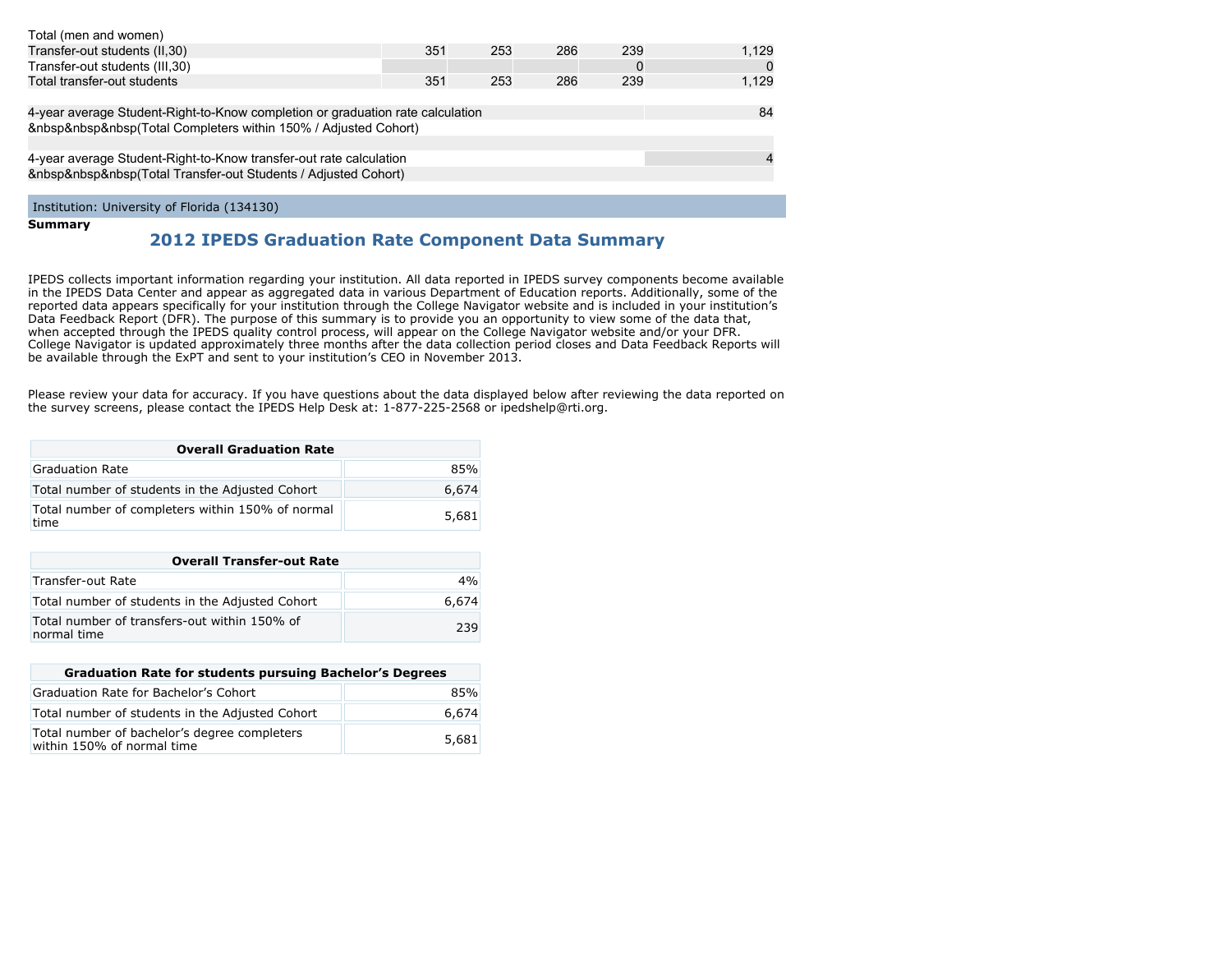| | | | | | |
|---|---|---|---|---|---|
| Total (men and women) | | | | | |
| Transfer-out students (II,30) | 351 | 253 | 286 | 239 | 1,129 |
| Transfer-out students (III,30) | | | | 0 | 0 |
| Total transfer-out students | 351 | 253 | 286 | 239 | 1,129 |

| | |
|---|---|
| 4-year average Student-Right-to-Know completion or graduation rate calculation | 84 |
| &nbsp&nbsp&nbsp(Total Completers within 150% / Adjusted Cohort) | |
| | |
| 4-year average Student-Right-to-Know transfer-out rate calculation | 4 |
| &nbsp&nbsp&nbsp(Total Transfer-out Students / Adjusted Cohort) | |

Institution: University of Florida (134130)

**Summary**

## 2012 IPEDS Graduation Rate Component Data Summary

IPEDS collects important information regarding your institution. All data reported in IPEDS survey components become available in the IPEDS Data Center and appear as aggregated data in various Department of Education reports. Additionally, some of the reported data appears specifically for your institution through the College Navigator website and is included in your institution's Data Feedback Report (DFR). The purpose of this summary is to provide you an opportunity to view some of the data that, when accepted through the IPEDS quality control process, will appear on the College Navigator website and/or your DFR. College Navigator is updated approximately three months after the data collection period closes and Data Feedback Reports will be available through the ExPT and sent to your institution's CEO in November 2013.

Please review your data for accuracy. If you have questions about the data displayed below after reviewing the data reported on the survey screens, please contact the IPEDS Help Desk at: 1-877-225-2568 or ipedshelp@rti.org.

| Overall Graduation Rate | |
|---|---|
| Graduation Rate | 85% |
| Total number of students in the Adjusted Cohort | 6,674 |
| Total number of completers within 150% of normal time | 5,681 |

| Overall Transfer-out Rate | |
|---|---|
| Transfer-out Rate | 4% |
| Total number of students in the Adjusted Cohort | 6,674 |
| Total number of transfers-out within 150% of normal time | 239 |

| Graduation Rate for students pursuing Bachelor's Degrees | |
|---|---|
| Graduation Rate for Bachelor's Cohort | 85% |
| Total number of students in the Adjusted Cohort | 6,674 |
| Total number of bachelor's degree completers within 150% of normal time | 5,681 |